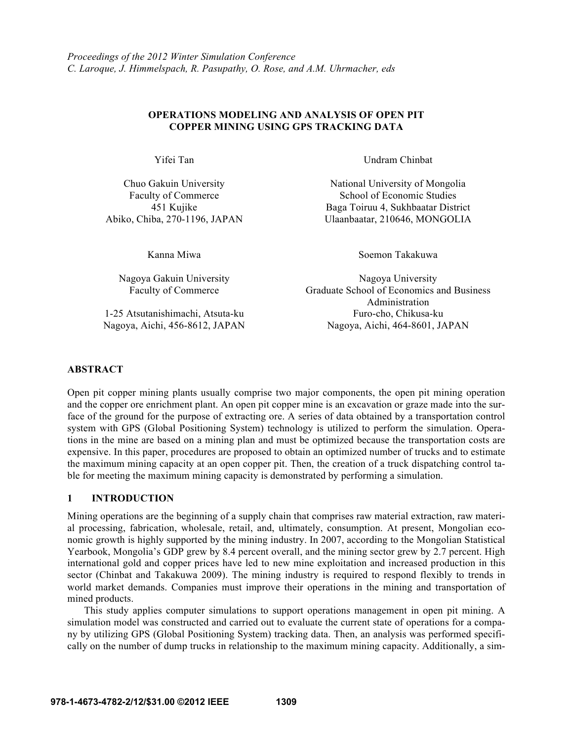*Proceedings of the 2012 Winter Simulation Conference*
*C. Laroque, J. Himmelspach, R. Pasupathy, O. Rose, and A.M. Uhrmacher, eds*

# OPERATIONS MODELING AND ANALYSIS OF OPEN PIT COPPER MINING USING GPS TRACKING DATA

Yifei Tan

Chuo Gakuin University
Faculty of Commerce
451 Kujike
Abiko, Chiba, 270-1196, JAPAN

Undram Chinbat

National University of Mongolia
School of Economic Studies
Baga Toiruu 4, Sukhbaatar District
Ulaanbaatar, 210646, MONGOLIA

Kanna Miwa

Nagoya Gakuin University
Faculty of Commerce
1-25 Atsutanishimachi, Atsuta-ku
Nagoya, Aichi, 456-8612, JAPAN

Soemon Takakuwa

Nagoya University
Graduate School of Economics and Business Administration
Furo-cho, Chikusa-ku
Nagoya, Aichi, 464-8601, JAPAN

## ABSTRACT

Open pit copper mining plants usually comprise two major components, the open pit mining operation and the copper ore enrichment plant. An open pit copper mine is an excavation or graze made into the surface of the ground for the purpose of extracting ore. A series of data obtained by a transportation control system with GPS (Global Positioning System) technology is utilized to perform the simulation. Operations in the mine are based on a mining plan and must be optimized because the transportation costs are expensive. In this paper, procedures are proposed to obtain an optimized number of trucks and to estimate the maximum mining capacity at an open copper pit. Then, the creation of a truck dispatching control table for meeting the maximum mining capacity is demonstrated by performing a simulation.

## 1 INTRODUCTION

Mining operations are the beginning of a supply chain that comprises raw material extraction, raw material processing, fabrication, wholesale, retail, and, ultimately, consumption. At present, Mongolian economic growth is highly supported by the mining industry. In 2007, according to the Mongolian Statistical Yearbook, Mongolia's GDP grew by 8.4 percent overall, and the mining sector grew by 2.7 percent. High international gold and copper prices have led to new mine exploitation and increased production in this sector (Chinbat and Takakuwa 2009). The mining industry is required to respond flexibly to trends in world market demands. Companies must improve their operations in the mining and transportation of mined products.

This study applies computer simulations to support operations management in open pit mining. A simulation model was constructed and carried out to evaluate the current state of operations for a company by utilizing GPS (Global Positioning System) tracking data. Then, an analysis was performed specifically on the number of dump trucks in relationship to the maximum mining capacity. Additionally, a sim-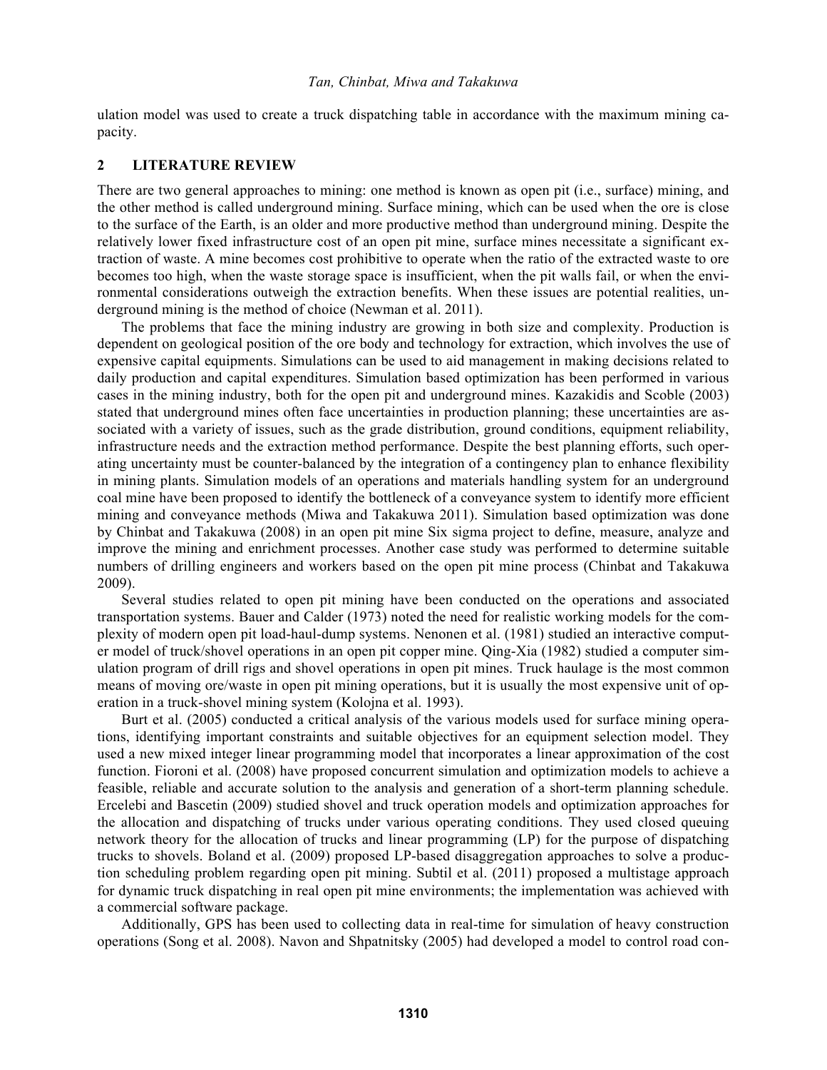ulation model was used to create a truck dispatching table in accordance with the maximum mining capacity.

## 2 LITERATURE REVIEW

There are two general approaches to mining: one method is known as open pit (i.e., surface) mining, and the other method is called underground mining. Surface mining, which can be used when the ore is close to the surface of the Earth, is an older and more productive method than underground mining. Despite the relatively lower fixed infrastructure cost of an open pit mine, surface mines necessitate a significant extraction of waste. A mine becomes cost prohibitive to operate when the ratio of the extracted waste to ore becomes too high, when the waste storage space is insufficient, when the pit walls fail, or when the environmental considerations outweigh the extraction benefits. When these issues are potential realities, underground mining is the method of choice (Newman et al. 2011).

The problems that face the mining industry are growing in both size and complexity. Production is dependent on geological position of the ore body and technology for extraction, which involves the use of expensive capital equipments. Simulations can be used to aid management in making decisions related to daily production and capital expenditures. Simulation based optimization has been performed in various cases in the mining industry, both for the open pit and underground mines. Kazakidis and Scoble (2003) stated that underground mines often face uncertainties in production planning; these uncertainties are associated with a variety of issues, such as the grade distribution, ground conditions, equipment reliability, infrastructure needs and the extraction method performance. Despite the best planning efforts, such operating uncertainty must be counter-balanced by the integration of a contingency plan to enhance flexibility in mining plants. Simulation models of an operations and materials handling system for an underground coal mine have been proposed to identify the bottleneck of a conveyance system to identify more efficient mining and conveyance methods (Miwa and Takakuwa 2011). Simulation based optimization was done by Chinbat and Takakuwa (2008) in an open pit mine Six sigma project to define, measure, analyze and improve the mining and enrichment processes. Another case study was performed to determine suitable numbers of drilling engineers and workers based on the open pit mine process (Chinbat and Takakuwa 2009).

Several studies related to open pit mining have been conducted on the operations and associated transportation systems. Bauer and Calder (1973) noted the need for realistic working models for the complexity of modern open pit load-haul-dump systems. Nenonen et al. (1981) studied an interactive computer model of truck/shovel operations in an open pit copper mine. Qing-Xia (1982) studied a computer simulation program of drill rigs and shovel operations in open pit mines. Truck haulage is the most common means of moving ore/waste in open pit mining operations, but it is usually the most expensive unit of operation in a truck-shovel mining system (Kolojna et al. 1993).

Burt et al. (2005) conducted a critical analysis of the various models used for surface mining operations, identifying important constraints and suitable objectives for an equipment selection model. They used a new mixed integer linear programming model that incorporates a linear approximation of the cost function. Fioroni et al. (2008) have proposed concurrent simulation and optimization models to achieve a feasible, reliable and accurate solution to the analysis and generation of a short-term planning schedule. Ercelebi and Bascetin (2009) studied shovel and truck operation models and optimization approaches for the allocation and dispatching of trucks under various operating conditions. They used closed queuing network theory for the allocation of trucks and linear programming (LP) for the purpose of dispatching trucks to shovels. Boland et al. (2009) proposed LP-based disaggregation approaches to solve a production scheduling problem regarding open pit mining. Subtil et al. (2011) proposed a multistage approach for dynamic truck dispatching in real open pit mine environments; the implementation was achieved with a commercial software package.

Additionally, GPS has been used to collecting data in real-time for simulation of heavy construction operations (Song et al. 2008). Navon and Shpatnitsky (2005) had developed a model to control road con-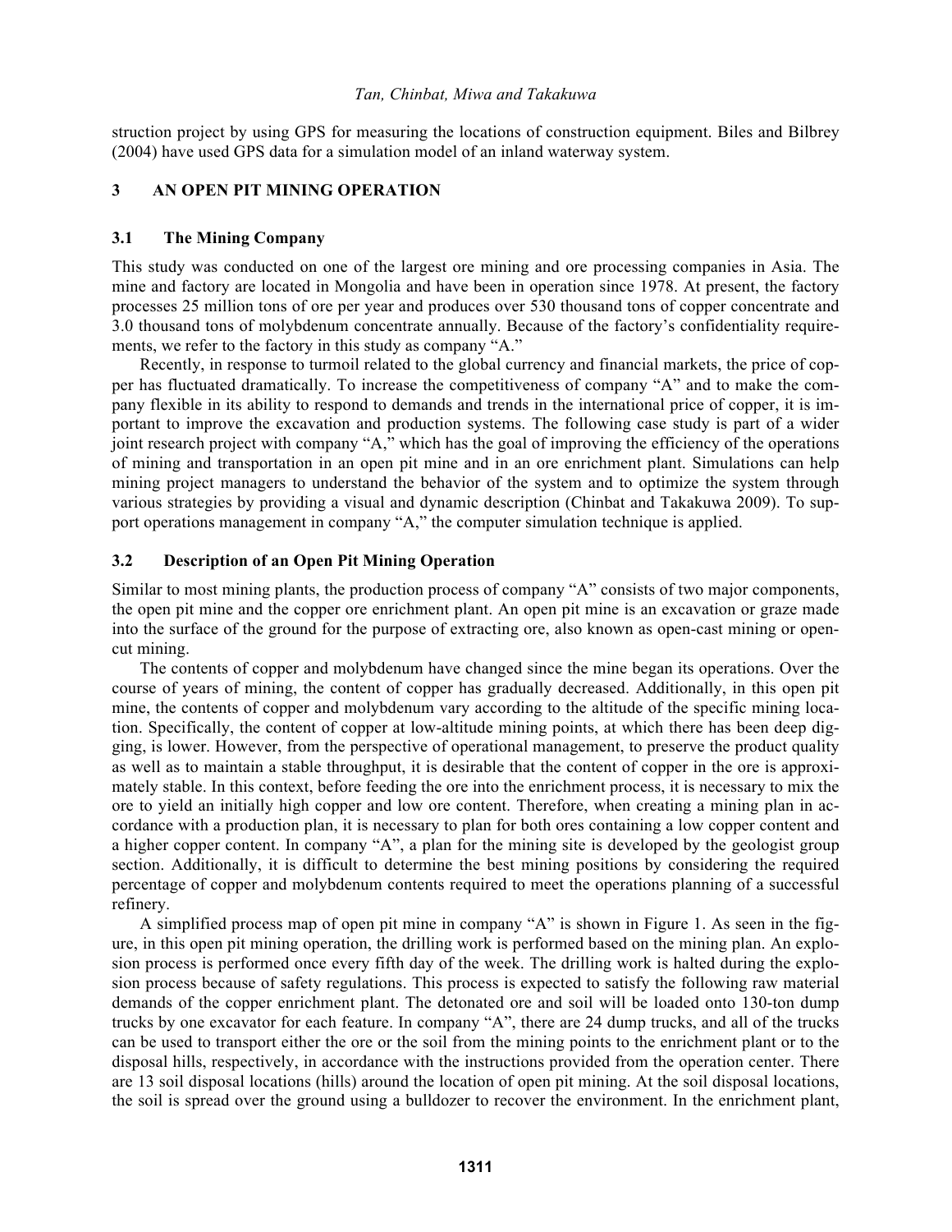struction project by using GPS for measuring the locations of construction equipment. Biles and Bilbrey (2004) have used GPS data for a simulation model of an inland waterway system.

## 3 AN OPEN PIT MINING OPERATION

### 3.1 The Mining Company

This study was conducted on one of the largest ore mining and ore processing companies in Asia. The mine and factory are located in Mongolia and have been in operation since 1978. At present, the factory processes 25 million tons of ore per year and produces over 530 thousand tons of copper concentrate and 3.0 thousand tons of molybdenum concentrate annually. Because of the factory's confidentiality requirements, we refer to the factory in this study as company "A."

Recently, in response to turmoil related to the global currency and financial markets, the price of copper has fluctuated dramatically. To increase the competitiveness of company "A" and to make the company flexible in its ability to respond to demands and trends in the international price of copper, it is important to improve the excavation and production systems. The following case study is part of a wider joint research project with company "A," which has the goal of improving the efficiency of the operations of mining and transportation in an open pit mine and in an ore enrichment plant. Simulations can help mining project managers to understand the behavior of the system and to optimize the system through various strategies by providing a visual and dynamic description (Chinbat and Takakuwa 2009). To support operations management in company "A," the computer simulation technique is applied.

### 3.2 Description of an Open Pit Mining Operation

Similar to most mining plants, the production process of company "A" consists of two major components, the open pit mine and the copper ore enrichment plant. An open pit mine is an excavation or graze made into the surface of the ground for the purpose of extracting ore, also known as open-cast mining or open-cut mining.

The contents of copper and molybdenum have changed since the mine began its operations. Over the course of years of mining, the content of copper has gradually decreased. Additionally, in this open pit mine, the contents of copper and molybdenum vary according to the altitude of the specific mining location. Specifically, the content of copper at low-altitude mining points, at which there has been deep digging, is lower. However, from the perspective of operational management, to preserve the product quality as well as to maintain a stable throughput, it is desirable that the content of copper in the ore is approximately stable. In this context, before feeding the ore into the enrichment process, it is necessary to mix the ore to yield an initially high copper and low ore content. Therefore, when creating a mining plan in accordance with a production plan, it is necessary to plan for both ores containing a low copper content and a higher copper content. In company "A", a plan for the mining site is developed by the geologist group section. Additionally, it is difficult to determine the best mining positions by considering the required percentage of copper and molybdenum contents required to meet the operations planning of a successful refinery.

A simplified process map of open pit mine in company "A" is shown in Figure 1. As seen in the figure, in this open pit mining operation, the drilling work is performed based on the mining plan. An explosion process is performed once every fifth day of the week. The drilling work is halted during the explosion process because of safety regulations. This process is expected to satisfy the following raw material demands of the copper enrichment plant. The detonated ore and soil will be loaded onto 130-ton dump trucks by one excavator for each feature. In company "A", there are 24 dump trucks, and all of the trucks can be used to transport either the ore or the soil from the mining points to the enrichment plant or to the disposal hills, respectively, in accordance with the instructions provided from the operation center. There are 13 soil disposal locations (hills) around the location of open pit mining. At the soil disposal locations, the soil is spread over the ground using a bulldozer to recover the environment. In the enrichment plant,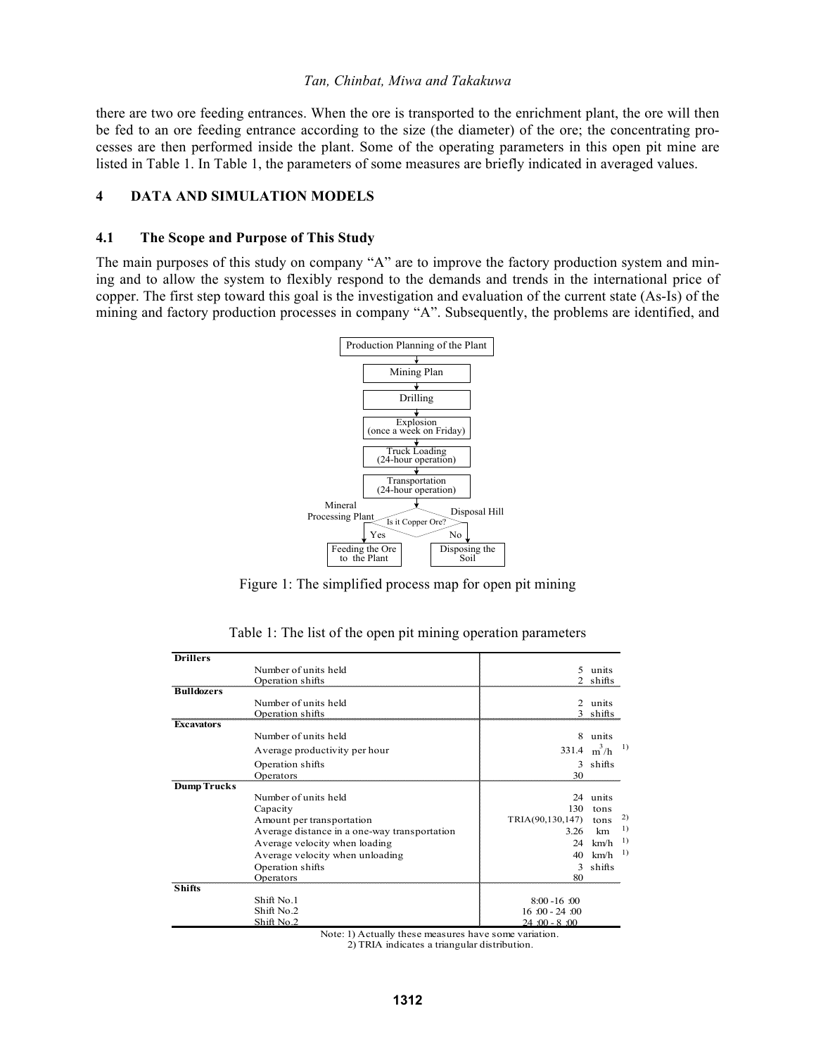there are two ore feeding entrances. When the ore is transported to the enrichment plant, the ore will then be fed to an ore feeding entrance according to the size (the diameter) of the ore; the concentrating processes are then performed inside the plant. Some of the operating parameters in this open pit mine are listed in Table 1. In Table 1, the parameters of some measures are briefly indicated in averaged values.

## 4 DATA AND SIMULATION MODELS

### 4.1 The Scope and Purpose of This Study

The main purposes of this study on company "A" are to improve the factory production system and mining and to allow the system to flexibly respond to the demands and trends in the international price of copper. The first step toward this goal is the investigation and evaluation of the current state (As-Is) of the mining and factory production processes in company "A". Subsequently, the problems are identified, and

```
Production Planning of the Plant
        ↓
Mining Plan
        ↓
Drilling
        ↓
Explosion (once a week on Friday)
        ↓
Truck Loading (24-hour operation)
        ↓
Transportation (24-hour operation)
        ↓
Is it Copper Ore?
  Yes → Mineral Processing Plant → Feeding the Ore to the Plant
  No  → Disposal Hill → Disposing the Soil
```

Figure 1: The simplified process map for open pit mining

Table 1: The list of the open pit mining operation parameters

| | | Value | Unit | Note |
|---|---|---|---|---|
| **Drillers** | | | | |
| | Number of units held | 5 | units | |
| | Operation shifts | 2 | shifts | |
| **Bulldozers** | | | | |
| | Number of units held | 2 | units | |
| | Operation shifts | 3 | shifts | |
| **Excavators** | | | | |
| | Number of units held | 8 | units | |
| | Average productivity per hour | 331.4 | $m^3/h$ | 1) |
| | Operation shifts | 3 | shifts | |
| | Operators | 30 | | |
| **Dump Trucks** | | | | |
| | Number of units held | 24 | units | |
| | Capacity | 130 | tons | |
| | Amount per transportation | TRIA(90,130,147) | tons | 2) |
| | Average distance in a one-way transportation | 3.26 | km | 1) |
| | Average velocity when loading | 24 | km/h | 1) |
| | Average velocity when unloading | 40 | km/h | 1) |
| | Operation shifts | 3 | shifts | |
| | Operators | 80 | | |
| **Shifts** | | | | |
| | Shift No.1 | 8:00 -16 :00 | | |
| | Shift No.2 | 16 :00 - 24 :00 | | |
| | Shift No.2 | 24 :00 - 8 :00 | | |

Note: 1) Actually these measures have some variation.
2) TRIA indicates a triangular distribution.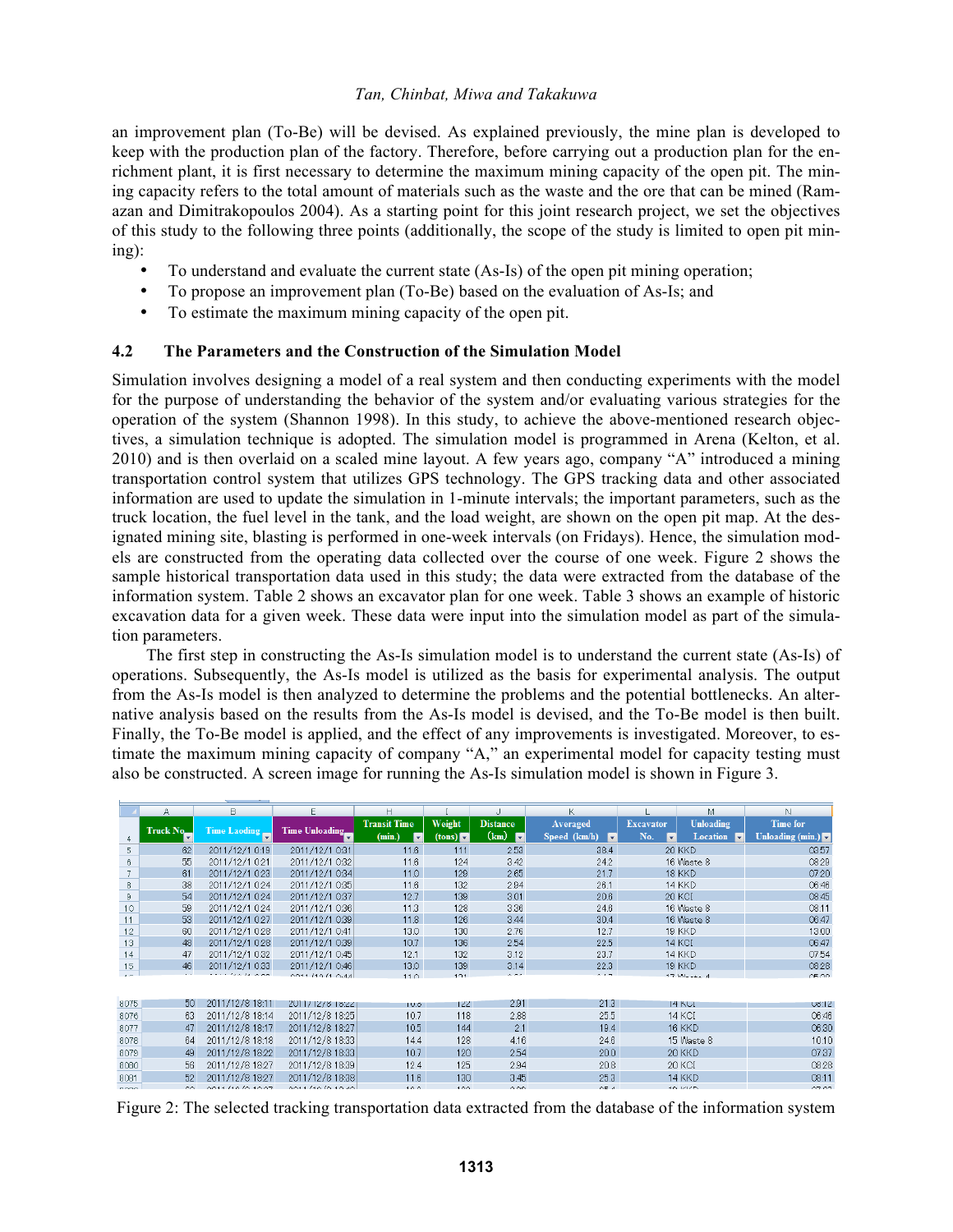an improvement plan (To-Be) will be devised. As explained previously, the mine plan is developed to keep with the production plan of the factory. Therefore, before carrying out a production plan for the enrichment plant, it is first necessary to determine the maximum mining capacity of the open pit. The mining capacity refers to the total amount of materials such as the waste and the ore that can be mined (Ramazan and Dimitrakopoulos 2004). As a starting point for this joint research project, we set the objectives of this study to the following three points (additionally, the scope of the study is limited to open pit mining):

- To understand and evaluate the current state (As-Is) of the open pit mining operation;
- To propose an improvement plan (To-Be) based on the evaluation of As-Is; and
- To estimate the maximum mining capacity of the open pit.

## 4.2 The Parameters and the Construction of the Simulation Model

Simulation involves designing a model of a real system and then conducting experiments with the model for the purpose of understanding the behavior of the system and/or evaluating various strategies for the operation of the system (Shannon 1998). In this study, to achieve the above-mentioned research objectives, a simulation technique is adopted. The simulation model is programmed in Arena (Kelton, et al. 2010) and is then overlaid on a scaled mine layout. A few years ago, company "A" introduced a mining transportation control system that utilizes GPS technology. The GPS tracking data and other associated information are used to update the simulation in 1-minute intervals; the important parameters, such as the truck location, the fuel level in the tank, and the load weight, are shown on the open pit map. At the designated mining site, blasting is performed in one-week intervals (on Fridays). Hence, the simulation models are constructed from the operating data collected over the course of one week. Figure 2 shows the sample historical transportation data used in this study; the data were extracted from the database of the information system. Table 2 shows an excavator plan for one week. Table 3 shows an example of historic excavation data for a given week. These data were input into the simulation model as part of the simulation parameters.

The first step in constructing the As-Is simulation model is to understand the current state (As-Is) of operations. Subsequently, the As-Is model is utilized as the basis for experimental analysis. The output from the As-Is model is then analyzed to determine the problems and the potential bottlenecks. An alternative analysis based on the results from the As-Is model is devised, and the To-Be model is then built. Finally, the To-Be model is applied, and the effect of any improvements is investigated. Moreover, to estimate the maximum mining capacity of company "A," an experimental model for capacity testing must also be constructed. A screen image for running the As-Is simulation model is shown in Figure 3.

| | Truck No | Time Loading | Time Unloading | Transit Time (min.) | Weight (tons) | Distance (km) | Averaged Speed (km/h) | Excavator No. | Unloading Location | Time for Unloading (min.) |
|---|---|---|---|---|---|---|---|---|---|---|
| 5 | 62 | 2011/12/1 0:19 | 2011/12/1 0:31 | 11.6 | 111 | 2.53 | 38.4 | 20 | KKD | 03:57 |
| 6 | 55 | 2011/12/1 0:21 | 2011/12/1 0:32 | 11.6 | 124 | 3.42 | 24.2 | 16 | Waste 8 | 08:29 |
| 7 | 61 | 2011/12/1 0:23 | 2011/12/1 0:34 | 11.0 | 129 | 2.65 | 21.7 | 18 | KKD | 07:20 |
| 8 | 38 | 2011/12/1 0:24 | 2011/12/1 0:35 | 11.6 | 132 | 2.84 | 26.1 | 14 | KKD | 06:46 |
| 9 | 54 | 2011/12/1 0:24 | 2011/12/1 0:37 | 12.7 | 138 | 3.01 | 20.8 | 20 | KCI | 08:45 |
| 10 | 59 | 2011/12/1 0:24 | 2011/12/1 0:36 | 11.3 | 128 | 3.36 | 24.8 | 16 | Waste 8 | 08:11 |
| 11 | 53 | 2011/12/1 0:27 | 2011/12/1 0:39 | 11.8 | 126 | 3.44 | 30.4 | 16 | Waste 8 | 06:47 |
| 12 | 60 | 2011/12/1 0:28 | 2011/12/1 0:41 | 13.0 | 130 | 2.76 | 12.7 | 18 | KKD | 13:00 |
| 13 | 48 | 2011/12/1 0:28 | 2011/12/1 0:39 | 10.7 | 136 | 2.54 | 22.5 | 14 | KCI | 06:47 |
| 14 | 47 | 2011/12/1 0:32 | 2011/12/1 0:45 | 12.1 | 132 | 3.12 | 23.7 | 14 | KKD | 07:54 |
| 15 | 46 | 2011/12/1 0:33 | 2011/12/1 0:46 | 13.0 | 139 | 3.14 | 22.3 | 19 | KKD | 08:28 |
| ... | ... | ... | ... | ... | ... | ... | ... | ... | ... | ... |
| 8075 | 50 | 2011/12/8 18:11 | 2011/12/8 18:22 | 10.8 | 122 | 2.91 | 21.3 | 14 | KCI | 08:12 |
| 8076 | 63 | 2011/12/8 18:14 | 2011/12/8 18:25 | 10.7 | 118 | 2.88 | 25.5 | 14 | KCI | 06:46 |
| 8077 | 47 | 2011/12/8 18:17 | 2011/12/8 18:27 | 10.5 | 144 | 2.1 | 19.4 | 16 | KKD | 06:30 |
| 8078 | 64 | 2011/12/8 18:18 | 2011/12/8 18:33 | 14.4 | 128 | 4.16 | 24.8 | 15 | Waste 8 | 10:10 |
| 8079 | 49 | 2011/12/8 18:22 | 2011/12/8 18:33 | 10.7 | 120 | 2.54 | 20.0 | 20 | KKD | 07:37 |
| 8080 | 56 | 2011/12/8 18:27 | 2011/12/8 18:39 | 12.4 | 125 | 2.94 | 20.8 | 20 | KCI | 08:28 |
| 8081 | 52 | 2011/12/8 18:27 | 2011/12/8 18:38 | 11.6 | 130 | 3.45 | 25.3 | 14 | KKD | 08:11 |

Figure 2: The selected tracking transportation data extracted from the database of the information system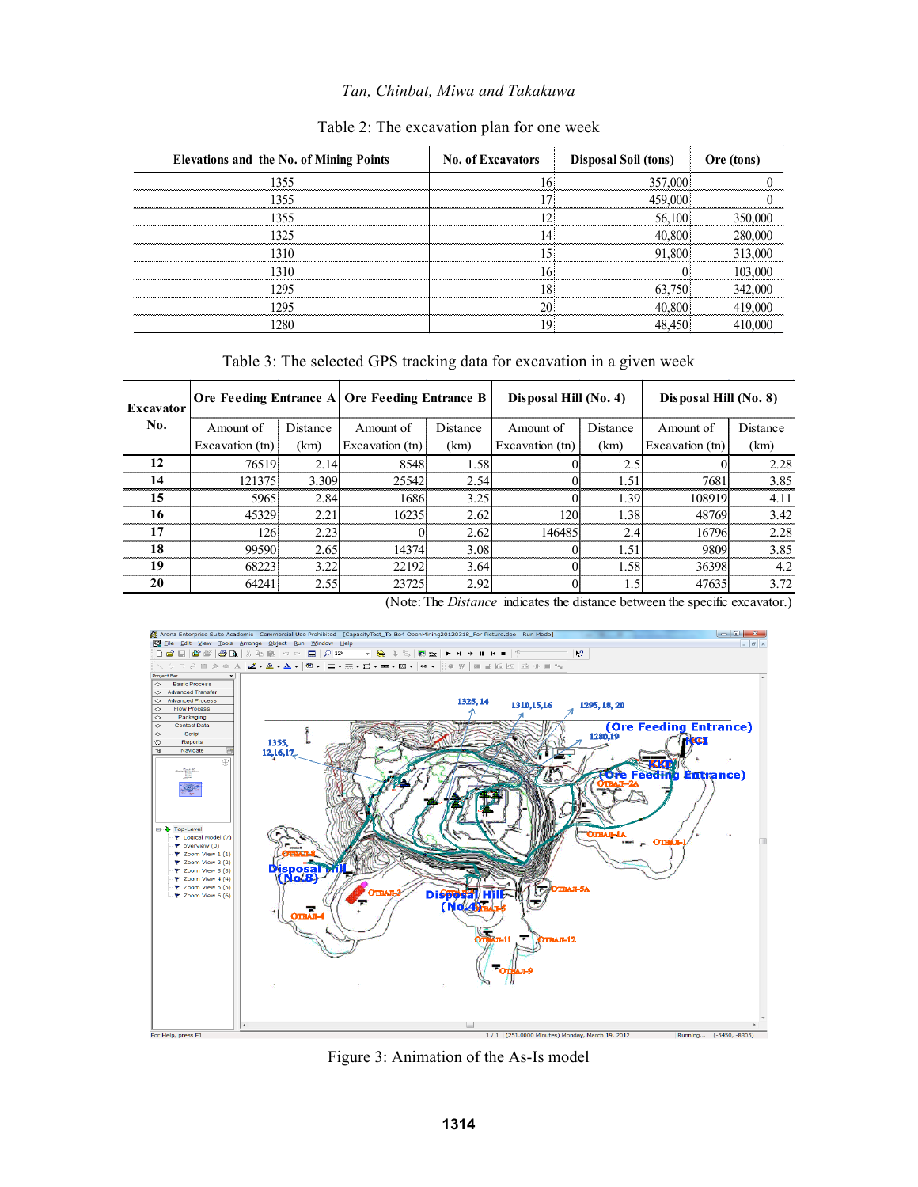Table 2: The excavation plan for one week

| Elevations and the No. of Mining Points | No. of Excavators | Disposal Soil (tons) | Ore (tons) |
|---|---|---|---|
| 1355 | 16 | 357,000 | 0 |
| 1355 | 17 | 459,000 | 0 |
| 1355 | 12 | 56,100 | 350,000 |
| 1325 | 14 | 40,800 | 280,000 |
| 1310 | 15 | 91,800 | 313,000 |
| 1310 | 16 | 0 | 103,000 |
| 1295 | 18 | 63,750 | 342,000 |
| 1295 | 20 | 40,800 | 419,000 |
| 1280 | 19 | 48,450 | 410,000 |

Table 3: The selected GPS tracking data for excavation in a given week

| Excavator No. | Ore Feeding Entrance A | | Ore Feeding Entrance B | | Disposal Hill (No. 4) | | Disposal Hill (No. 8) | |
|---|---|---|---|---|---|---|---|---|
| | Amount of Excavation (tn) | Distance (km) | Amount of Excavation (tn) | Distance (km) | Amount of Excavation (tn) | Distance (km) | Amount of Excavation (tn) | Distance (km) |
| **12** | 76519 | 2.14 | 8548 | 1.58 | 0 | 2.5 | 0 | 2.28 |
| **14** | 121375 | 3.309 | 25542 | 2.54 | 0 | 1.51 | 7681 | 3.85 |
| **15** | 5965 | 2.84 | 1686 | 3.25 | 0 | 1.39 | 108919 | 4.11 |
| **16** | 45329 | 2.21 | 16235 | 2.62 | 120 | 1.38 | 48769 | 3.42 |
| **17** | 126 | 2.23 | 0 | 2.62 | 146485 | 2.4 | 16796 | 2.28 |
| **18** | 99590 | 2.65 | 14374 | 3.08 | 0 | 1.51 | 9809 | 3.85 |
| **19** | 68223 | 3.22 | 22192 | 3.64 | 0 | 1.58 | 36398 | 4.2 |
| **20** | 64241 | 2.55 | 23725 | 2.92 | 0 | 1.5 | 47635 | 3.72 |

(Note: The *Distance* indicates the distance between the specific excavator.)

Figure 3: Animation of the As-Is model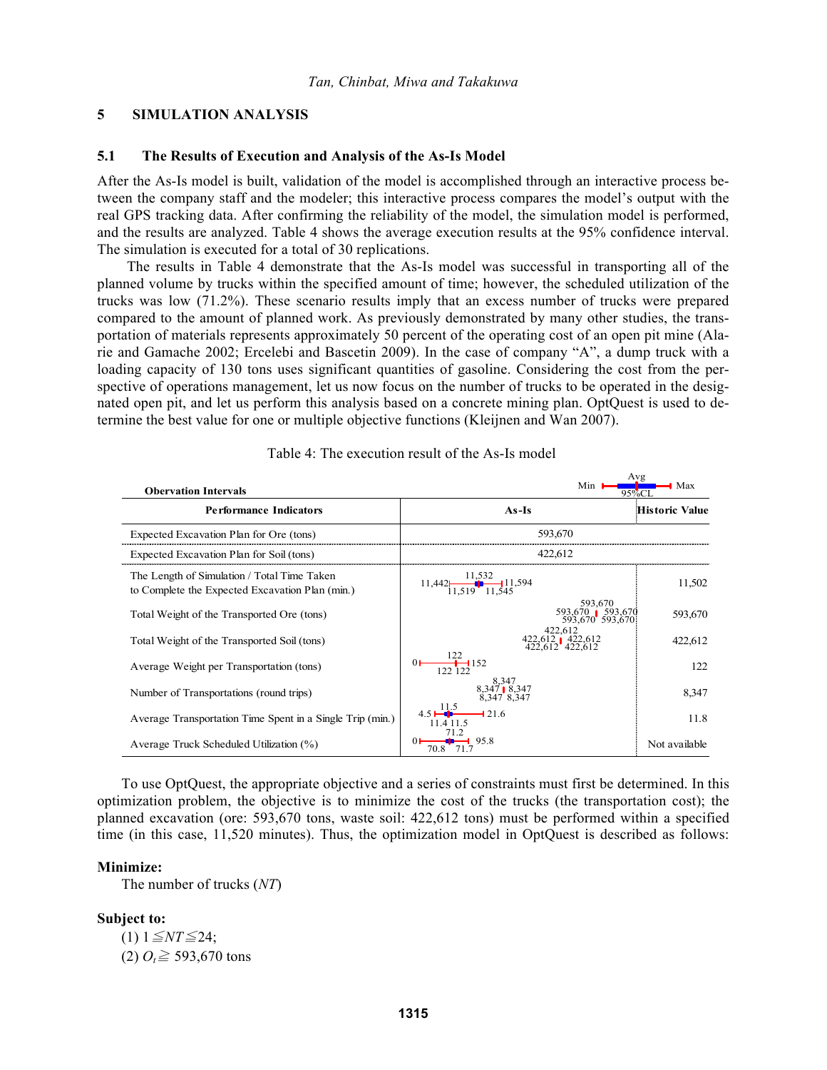## 5 SIMULATION ANALYSIS

### 5.1 The Results of Execution and Analysis of the As-Is Model

After the As-Is model is built, validation of the model is accomplished through an interactive process between the company staff and the modeler; this interactive process compares the model's output with the real GPS tracking data. After confirming the reliability of the model, the simulation model is performed, and the results are analyzed. Table 4 shows the average execution results at the 95% confidence interval. The simulation is executed for a total of 30 replications.

The results in Table 4 demonstrate that the As-Is model was successful in transporting all of the planned volume by trucks within the specified amount of time; however, the scheduled utilization of the trucks was low (71.2%). These scenario results imply that an excess number of trucks were prepared compared to the amount of planned work. As previously demonstrated by many other studies, the transportation of materials represents approximately 50 percent of the operating cost of an open pit mine (Alarie and Gamache 2002; Ercelebi and Bascetin 2009). In the case of company "A", a dump truck with a loading capacity of 130 tons uses significant quantities of gasoline. Considering the cost from the perspective of operations management, let us now focus on the number of trucks to be operated in the designated open pit, and let us perform this analysis based on a concrete mining plan. OptQuest is used to determine the best value for one or multiple objective functions (Kleijnen and Wan 2007).

Table 4: The execution result of the As-Is model

Obervation Intervals (Min / 95%CL / Avg / 95%CL / Max)

| Performance Indicators | As-Is (Min, 95%CL lower, Avg, 95%CL upper, Max) | Historic Value |
|---|---|---|
| Expected Excavation Plan for Ore (tons) | 593,670 | |
| Expected Excavation Plan for Soil (tons) | 422,612 | |
| The Length of Simulation / Total Time Taken to Complete the Expected Excavation Plan (min.) | Min 11,442; 95%CL 11,519; Avg 11,532; 95%CL 11,545; Max 11,594 | 11,502 |
| Total Weight of the Transported Ore (tons) | Min 593,670; 95%CL 593,670; Avg 593,670; 95%CL 593,670; Max 593,670 | 593,670 |
| Total Weight of the Transported Soil (tons) | Min 422,612; 95%CL 422,612; Avg 422,612; 95%CL 422,612; Max 422,612 | 422,612 |
| Average Weight per Transportation (tons) | Min 0; 95%CL 122; Avg 122; 95%CL 122; Max 152 | 122 |
| Number of Transportations (round trips) | Min 8,347; 95%CL 8,347; Avg 8,347; 95%CL 8,347; Max 8,347 | 8,347 |
| Average Transportation Time Spent in a Single Trip (min.) | Min 4.5; 95%CL 11.4; Avg 11.5; 95%CL 11.5; Max 21.6 | 11.8 |
| Average Truck Scheduled Utilization (%) | Min 0; 95%CL 70.8; Avg 71.2; 95%CL 71.7; Max 95.8 | Not available |

To use OptQuest, the appropriate objective and a series of constraints must first be determined. In this optimization problem, the objective is to minimize the cost of the trucks (the transportation cost); the planned excavation (ore: 593,670 tons, waste soil: 422,612 tons) must be performed within a specified time (in this case, 11,520 minutes). Thus, the optimization model in OptQuest is described as follows:

**Minimize:**

The number of trucks ($NT$)

**Subject to:**

(1) $1 \leqq NT \leqq 24$;

(2) $O_t \geqq$ 593,670 tons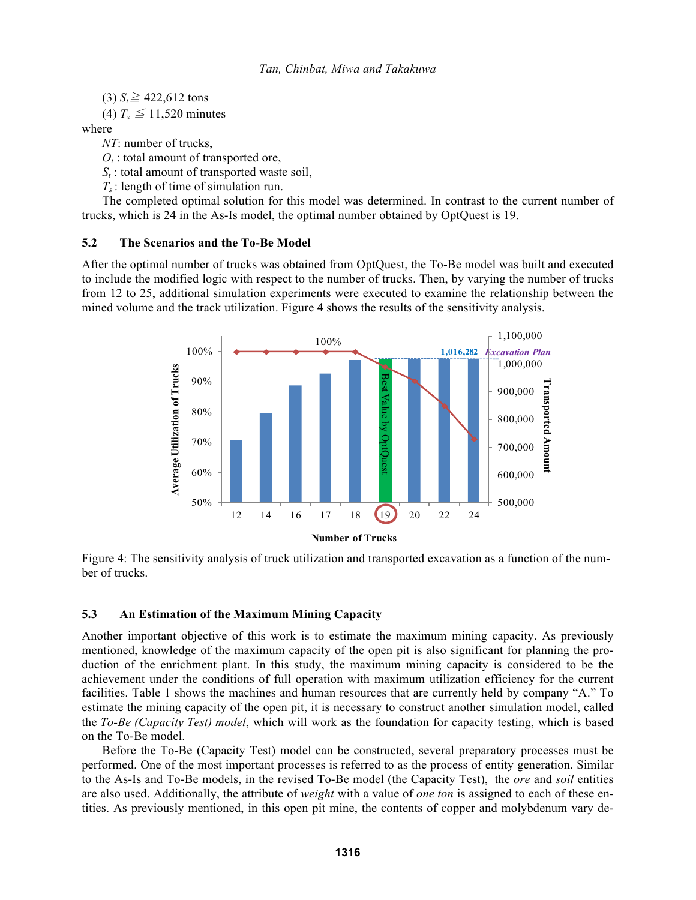(3) $S_t \geqq 422{,}612$ tons

(4) $T_s \leqq 11{,}520$ minutes

where

*NT*: number of trucks,

$O_t$ : total amount of transported ore,

$S_t$ : total amount of transported waste soil,

$T_s$ : length of time of simulation run.

The completed optimal solution for this model was determined. In contrast to the current number of trucks, which is 24 in the As-Is model, the optimal number obtained by OptQuest is 19.

## 5.2 The Scenarios and the To-Be Model

After the optimal number of trucks was obtained from OptQuest, the To-Be model was built and executed to include the modified logic with respect to the number of trucks. Then, by varying the number of trucks from 12 to 25, additional simulation experiments were executed to examine the relationship between the mined volume and the track utilization. Figure 4 shows the results of the sensitivity analysis.

Figure 4: The sensitivity analysis of truck utilization and transported excavation as a function of the number of trucks.

## 5.3 An Estimation of the Maximum Mining Capacity

Another important objective of this work is to estimate the maximum mining capacity. As previously mentioned, knowledge of the maximum capacity of the open pit is also significant for planning the production of the enrichment plant. In this study, the maximum mining capacity is considered to be the achievement under the conditions of full operation with maximum utilization efficiency for the current facilities. Table 1 shows the machines and human resources that are currently held by company "A." To estimate the mining capacity of the open pit, it is necessary to construct another simulation model, called the *To-Be (Capacity Test) model*, which will work as the foundation for capacity testing, which is based on the To-Be model.

Before the To-Be (Capacity Test) model can be constructed, several preparatory processes must be performed. One of the most important processes is referred to as the process of entity generation. Similar to the As-Is and To-Be models, in the revised To-Be model (the Capacity Test), the *ore* and *soil* entities are also used. Additionally, the attribute of *weight* with a value of *one ton* is assigned to each of these entities. As previously mentioned, in this open pit mine, the contents of copper and molybdenum vary de-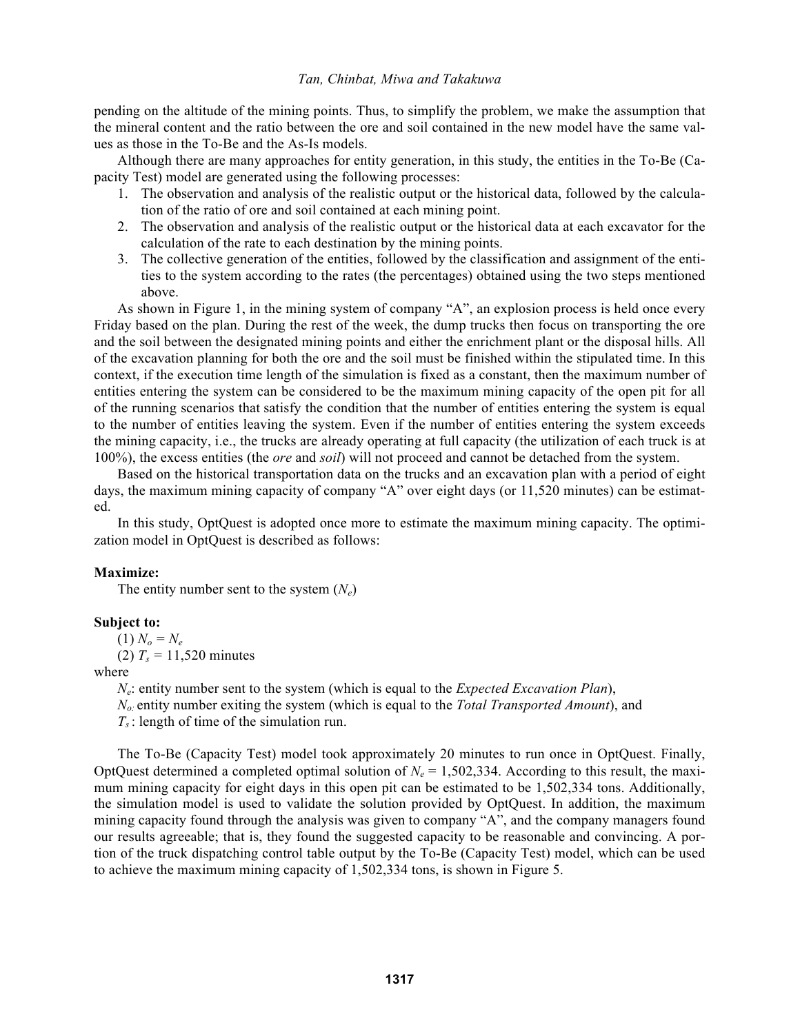pending on the altitude of the mining points. Thus, to simplify the problem, we make the assumption that the mineral content and the ratio between the ore and soil contained in the new model have the same values as those in the To-Be and the As-Is models.

Although there are many approaches for entity generation, in this study, the entities in the To-Be (Capacity Test) model are generated using the following processes:

1. The observation and analysis of the realistic output or the historical data, followed by the calculation of the ratio of ore and soil contained at each mining point.
2. The observation and analysis of the realistic output or the historical data at each excavator for the calculation of the rate to each destination by the mining points.
3. The collective generation of the entities, followed by the classification and assignment of the entities to the system according to the rates (the percentages) obtained using the two steps mentioned above.

As shown in Figure 1, in the mining system of company "A", an explosion process is held once every Friday based on the plan. During the rest of the week, the dump trucks then focus on transporting the ore and the soil between the designated mining points and either the enrichment plant or the disposal hills. All of the excavation planning for both the ore and the soil must be finished within the stipulated time. In this context, if the execution time length of the simulation is fixed as a constant, then the maximum number of entities entering the system can be considered to be the maximum mining capacity of the open pit for all of the running scenarios that satisfy the condition that the number of entities entering the system is equal to the number of entities leaving the system. Even if the number of entities entering the system exceeds the mining capacity, i.e., the trucks are already operating at full capacity (the utilization of each truck is at 100%), the excess entities (the *ore* and *soil*) will not proceed and cannot be detached from the system.

Based on the historical transportation data on the trucks and an excavation plan with a period of eight days, the maximum mining capacity of company "A" over eight days (or 11,520 minutes) can be estimated.

In this study, OptQuest is adopted once more to estimate the maximum mining capacity. The optimization model in OptQuest is described as follows:

**Maximize:**

The entity number sent to the system ($N_e$)

**Subject to:**

(1) $N_o = N_e$

(2) $T_s$ = 11,520 minutes

where

$N_e$: entity number sent to the system (which is equal to the *Expected Excavation Plan*),

$N_o$: entity number exiting the system (which is equal to the *Total Transported Amount*), and

$T_s$ : length of time of the simulation run.

The To-Be (Capacity Test) model took approximately 20 minutes to run once in OptQuest. Finally, OptQuest determined a completed optimal solution of $N_e$ = 1,502,334. According to this result, the maximum mining capacity for eight days in this open pit can be estimated to be 1,502,334 tons. Additionally, the simulation model is used to validate the solution provided by OptQuest. In addition, the maximum mining capacity found through the analysis was given to company "A", and the company managers found our results agreeable; that is, they found the suggested capacity to be reasonable and convincing. A portion of the truck dispatching control table output by the To-Be (Capacity Test) model, which can be used to achieve the maximum mining capacity of 1,502,334 tons, is shown in Figure 5.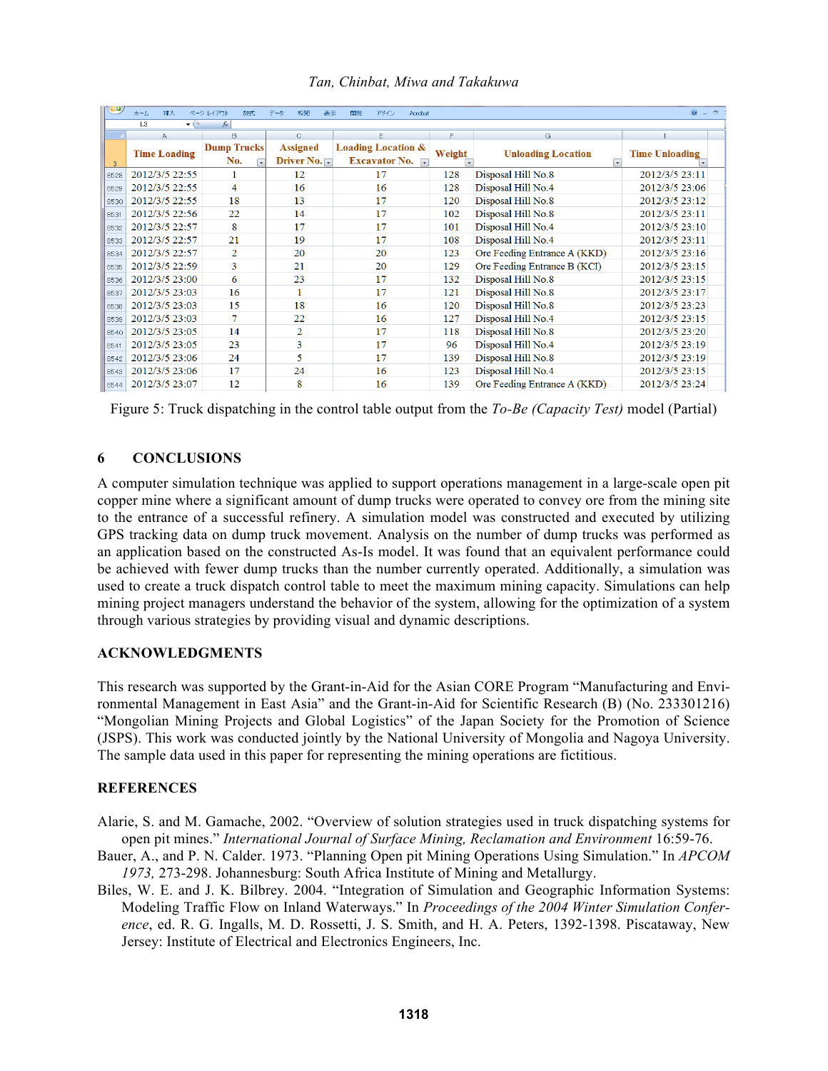| Time Loading | Dump Trucks No. | Assigned Driver No. | Loading Location & Excavator No. | Weight | Unloading Location | Time Unloading |
|---|---|---|---|---|---|---|
| 2012/3/5 22:55 | 1 | 12 | 17 | 128 | Disposal Hill No.8 | 2012/3/5 23:11 |
| 2012/3/5 22:55 | 4 | 16 | 16 | 128 | Disposal Hill No.4 | 2012/3/5 23:06 |
| 2012/3/5 22:55 | 18 | 13 | 17 | 120 | Disposal Hill No.8 | 2012/3/5 23:12 |
| 2012/3/5 22:56 | 22 | 14 | 17 | 102 | Disposal Hill No.8 | 2012/3/5 23:11 |
| 2012/3/5 22:57 | 8 | 17 | 17 | 101 | Disposal Hill No.4 | 2012/3/5 23:10 |
| 2012/3/5 22:57 | 21 | 19 | 17 | 108 | Disposal Hill No.4 | 2012/3/5 23:11 |
| 2012/3/5 22:57 | 2 | 20 | 20 | 123 | Ore Feeding Entrance A (KKD) | 2012/3/5 23:16 |
| 2012/3/5 22:59 | 3 | 21 | 20 | 129 | Ore Feeding Entrance B (KCI) | 2012/3/5 23:15 |
| 2012/3/5 23:00 | 6 | 23 | 17 | 132 | Disposal Hill No.8 | 2012/3/5 23:15 |
| 2012/3/5 23:03 | 16 | 1 | 17 | 121 | Disposal Hill No.8 | 2012/3/5 23:17 |
| 2012/3/5 23:03 | 15 | 18 | 16 | 120 | Disposal Hill No.8 | 2012/3/5 23:23 |
| 2012/3/5 23:03 | 7 | 22 | 16 | 127 | Disposal Hill No.4 | 2012/3/5 23:15 |
| 2012/3/5 23:05 | 14 | 2 | 17 | 118 | Disposal Hill No.8 | 2012/3/5 23:20 |
| 2012/3/5 23:05 | 23 | 3 | 17 | 96 | Disposal Hill No.4 | 2012/3/5 23:19 |
| 2012/3/5 23:06 | 24 | 5 | 17 | 139 | Disposal Hill No.8 | 2012/3/5 23:19 |
| 2012/3/5 23:06 | 17 | 24 | 16 | 123 | Disposal Hill No.4 | 2012/3/5 23:15 |
| 2012/3/5 23:07 | 12 | 8 | 16 | 139 | Ore Feeding Entrance A (KKD) | 2012/3/5 23:24 |

Figure 5: Truck dispatching in the control table output from the *To-Be (Capacity Test)* model (Partial)

## 6 CONCLUSIONS

A computer simulation technique was applied to support operations management in a large-scale open pit copper mine where a significant amount of dump trucks were operated to convey ore from the mining site to the entrance of a successful refinery. A simulation model was constructed and executed by utilizing GPS tracking data on dump truck movement. Analysis on the number of dump trucks was performed as an application based on the constructed As-Is model. It was found that an equivalent performance could be achieved with fewer dump trucks than the number currently operated. Additionally, a simulation was used to create a truck dispatch control table to meet the maximum mining capacity. Simulations can help mining project managers understand the behavior of the system, allowing for the optimization of a system through various strategies by providing visual and dynamic descriptions.

## ACKNOWLEDGMENTS

This research was supported by the Grant-in-Aid for the Asian CORE Program "Manufacturing and Environmental Management in East Asia" and the Grant-in-Aid for Scientific Research (B) (No. 233301216) "Mongolian Mining Projects and Global Logistics" of the Japan Society for the Promotion of Science (JSPS). This work was conducted jointly by the National University of Mongolia and Nagoya University. The sample data used in this paper for representing the mining operations are fictitious.

## REFERENCES

Alarie, S. and M. Gamache, 2002. "Overview of solution strategies used in truck dispatching systems for open pit mines." *International Journal of Surface Mining, Reclamation and Environment* 16:59-76.

Bauer, A., and P. N. Calder. 1973. "Planning Open pit Mining Operations Using Simulation." In *APCOM 1973,* 273-298. Johannesburg: South Africa Institute of Mining and Metallurgy.

Biles, W. E. and J. K. Bilbrey. 2004. "Integration of Simulation and Geographic Information Systems: Modeling Traffic Flow on Inland Waterways." In *Proceedings of the 2004 Winter Simulation Conference*, ed. R. G. Ingalls, M. D. Rossetti, J. S. Smith, and H. A. Peters, 1392-1398. Piscataway, New Jersey: Institute of Electrical and Electronics Engineers, Inc.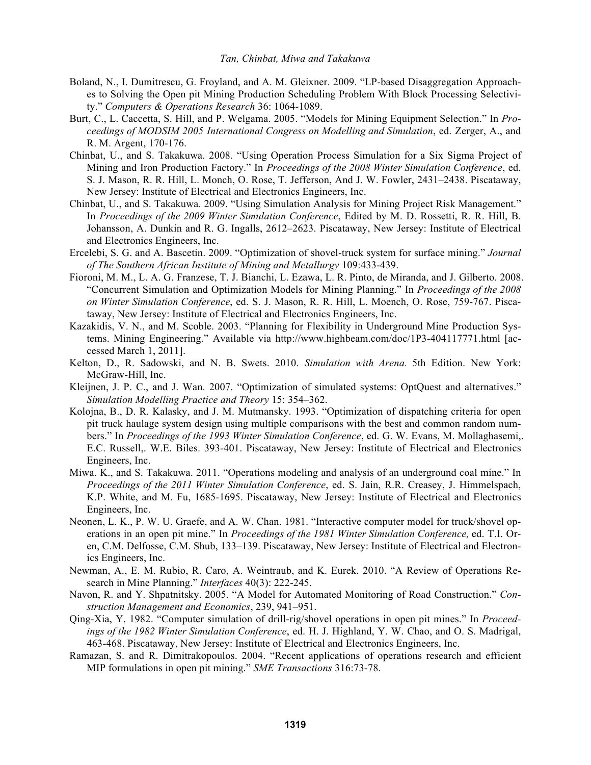Boland, N., I. Dumitrescu, G. Froyland, and A. M. Gleixner. 2009. "LP-based Disaggregation Approaches to Solving the Open pit Mining Production Scheduling Problem With Block Processing Selectivity." *Computers & Operations Research* 36: 1064-1089.

Burt, C., L. Caccetta, S. Hill, and P. Welgama. 2005. "Models for Mining Equipment Selection." In *Proceedings of MODSIM 2005 International Congress on Modelling and Simulation*, ed. Zerger, A., and R. M. Argent, 170-176.

Chinbat, U., and S. Takakuwa. 2008. "Using Operation Process Simulation for a Six Sigma Project of Mining and Iron Production Factory." In *Proceedings of the 2008 Winter Simulation Conference*, ed. S. J. Mason, R. R. Hill, L. Monch, O. Rose, T. Jefferson, And J. W. Fowler, 2431–2438. Piscataway, New Jersey: Institute of Electrical and Electronics Engineers, Inc.

Chinbat, U., and S. Takakuwa. 2009. "Using Simulation Analysis for Mining Project Risk Management." In *Proceedings of the 2009 Winter Simulation Conference*, Edited by M. D. Rossetti, R. R. Hill, B. Johansson, A. Dunkin and R. G. Ingalls, 2612–2623. Piscataway, New Jersey: Institute of Electrical and Electronics Engineers, Inc.

Ercelebi, S. G. and A. Bascetin. 2009. "Optimization of shovel-truck system for surface mining." *Journal of The Southern African Institute of Mining and Metallurgy* 109:433-439.

Fioroni, M. M., L. A. G. Franzese, T. J. Bianchi, L. Ezawa, L. R. Pinto, de Miranda, and J. Gilberto. 2008. "Concurrent Simulation and Optimization Models for Mining Planning." In *Proceedings of the 2008 on Winter Simulation Conference*, ed. S. J. Mason, R. R. Hill, L. Moench, O. Rose, 759-767. Piscataway, New Jersey: Institute of Electrical and Electronics Engineers, Inc.

Kazakidis, V. N., and M. Scoble. 2003. "Planning for Flexibility in Underground Mine Production Systems. Mining Engineering." Available via http://www.highbeam.com/doc/1P3-404117771.html [accessed March 1, 2011].

Kelton, D., R. Sadowski, and N. B. Swets. 2010. *Simulation with Arena.* 5th Edition. New York: McGraw-Hill, Inc.

Kleijnen, J. P. C., and J. Wan. 2007. "Optimization of simulated systems: OptQuest and alternatives." *Simulation Modelling Practice and Theory* 15: 354–362.

Kolojna, B., D. R. Kalasky, and J. M. Mutmansky. 1993. "Optimization of dispatching criteria for open pit truck haulage system design using multiple comparisons with the best and common random numbers." In *Proceedings of the 1993 Winter Simulation Conference*, ed. G. W. Evans, M. Mollaghasemi,. E.C. Russell,. W.E. Biles. 393-401. Piscataway, New Jersey: Institute of Electrical and Electronics Engineers, Inc.

Miwa. K., and S. Takakuwa. 2011. "Operations modeling and analysis of an underground coal mine." In *Proceedings of the 2011 Winter Simulation Conference*, ed. S. Jain, R.R. Creasey, J. Himmelspach, K.P. White, and M. Fu, 1685-1695. Piscataway, New Jersey: Institute of Electrical and Electronics Engineers, Inc.

Neonen, L. K., P. W. U. Graefe, and A. W. Chan. 1981. "Interactive computer model for truck/shovel operations in an open pit mine." In *Proceedings of the 1981 Winter Simulation Conference,* ed. T.I. Oren, C.M. Delfosse, C.M. Shub, 133–139. Piscataway, New Jersey: Institute of Electrical and Electronics Engineers, Inc.

Newman, A., E. M. Rubio, R. Caro, A. Weintraub, and K. Eurek. 2010. "A Review of Operations Research in Mine Planning." *Interfaces* 40(3): 222-245.

Navon, R. and Y. Shpatnitsky. 2005. "A Model for Automated Monitoring of Road Construction." *Construction Management and Economics*, 239, 941–951.

Qing-Xia, Y. 1982. "Computer simulation of drill-rig/shovel operations in open pit mines." In *Proceedings of the 1982 Winter Simulation Conference*, ed. H. J. Highland, Y. W. Chao, and O. S. Madrigal, 463-468. Piscataway, New Jersey: Institute of Electrical and Electronics Engineers, Inc.

Ramazan, S. and R. Dimitrakopoulos. 2004. "Recent applications of operations research and efficient MIP formulations in open pit mining." *SME Transactions* 316:73-78.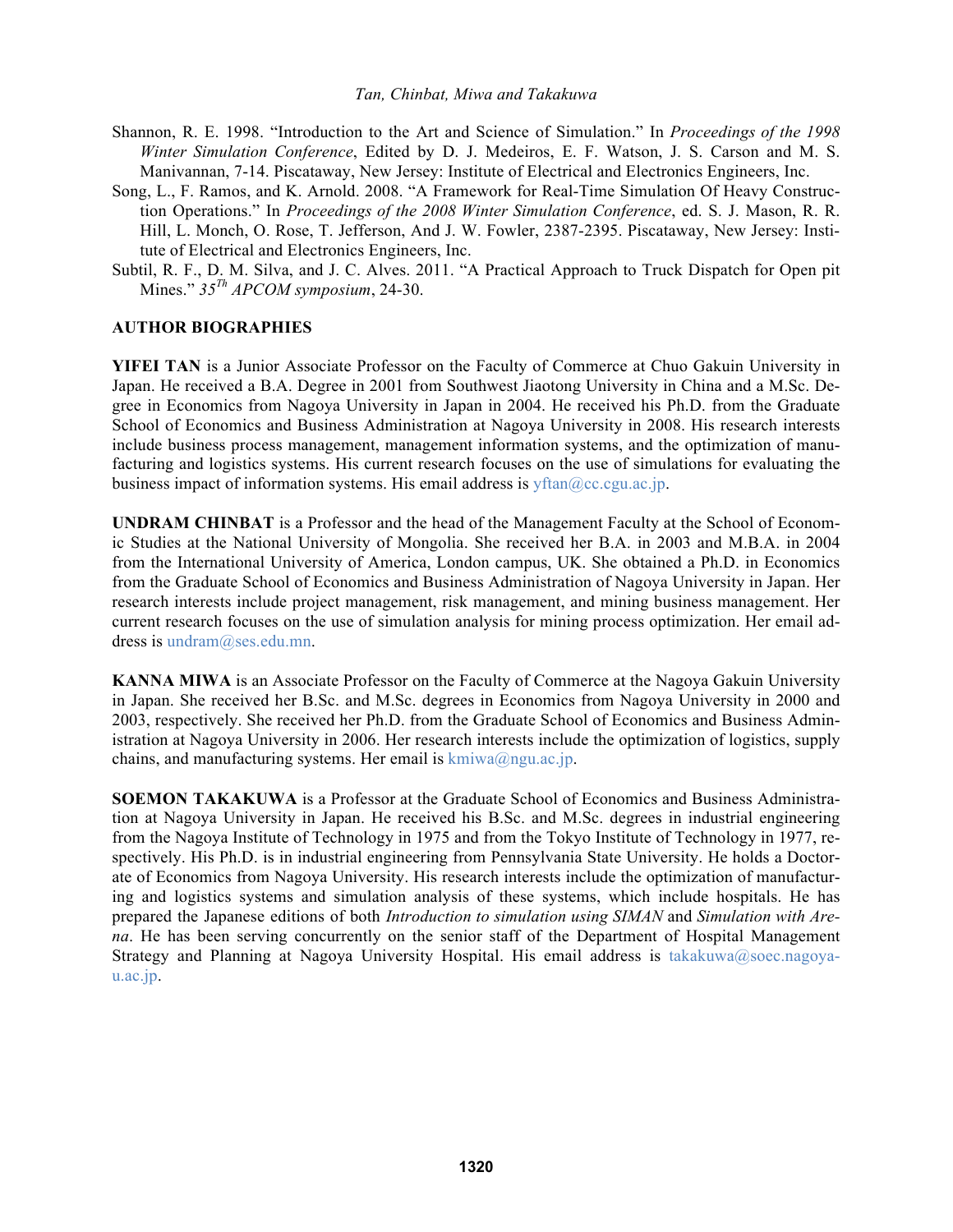Shannon, R. E. 1998. "Introduction to the Art and Science of Simulation." In *Proceedings of the 1998 Winter Simulation Conference*, Edited by D. J. Medeiros, E. F. Watson, J. S. Carson and M. S. Manivannan, 7-14. Piscataway, New Jersey: Institute of Electrical and Electronics Engineers, Inc.

Song, L., F. Ramos, and K. Arnold. 2008. "A Framework for Real-Time Simulation Of Heavy Construction Operations." In *Proceedings of the 2008 Winter Simulation Conference*, ed. S. J. Mason, R. R. Hill, L. Monch, O. Rose, T. Jefferson, And J. W. Fowler, 2387-2395. Piscataway, New Jersey: Institute of Electrical and Electronics Engineers, Inc.

Subtil, R. F., D. M. Silva, and J. C. Alves. 2011. "A Practical Approach to Truck Dispatch for Open pit Mines." *35Th APCOM symposium*, 24-30.

## AUTHOR BIOGRAPHIES

**YIFEI TAN** is a Junior Associate Professor on the Faculty of Commerce at Chuo Gakuin University in Japan. He received a B.A. Degree in 2001 from Southwest Jiaotong University in China and a M.Sc. Degree in Economics from Nagoya University in Japan in 2004. He received his Ph.D. from the Graduate School of Economics and Business Administration at Nagoya University in 2008. His research interests include business process management, management information systems, and the optimization of manufacturing and logistics systems. His current research focuses on the use of simulations for evaluating the business impact of information systems. His email address is yftan@cc.cgu.ac.jp.

**UNDRAM CHINBAT** is a Professor and the head of the Management Faculty at the School of Economic Studies at the National University of Mongolia. She received her B.A. in 2003 and M.B.A. in 2004 from the International University of America, London campus, UK. She obtained a Ph.D. in Economics from the Graduate School of Economics and Business Administration of Nagoya University in Japan. Her research interests include project management, risk management, and mining business management. Her current research focuses on the use of simulation analysis for mining process optimization. Her email address is undram@ses.edu.mn.

**KANNA MIWA** is an Associate Professor on the Faculty of Commerce at the Nagoya Gakuin University in Japan. She received her B.Sc. and M.Sc. degrees in Economics from Nagoya University in 2000 and 2003, respectively. She received her Ph.D. from the Graduate School of Economics and Business Administration at Nagoya University in 2006. Her research interests include the optimization of logistics, supply chains, and manufacturing systems. Her email is kmiwa@ngu.ac.jp.

**SOEMON TAKAKUWA** is a Professor at the Graduate School of Economics and Business Administration at Nagoya University in Japan. He received his B.Sc. and M.Sc. degrees in industrial engineering from the Nagoya Institute of Technology in 1975 and from the Tokyo Institute of Technology in 1977, respectively. His Ph.D. is in industrial engineering from Pennsylvania State University. He holds a Doctorate of Economics from Nagoya University. His research interests include the optimization of manufacturing and logistics systems and simulation analysis of these systems, which include hospitals. He has prepared the Japanese editions of both *Introduction to simulation using SIMAN* and *Simulation with Arena*. He has been serving concurrently on the senior staff of the Department of Hospital Management Strategy and Planning at Nagoya University Hospital. His email address is takakuwa@soec.nagoya-u.ac.jp.